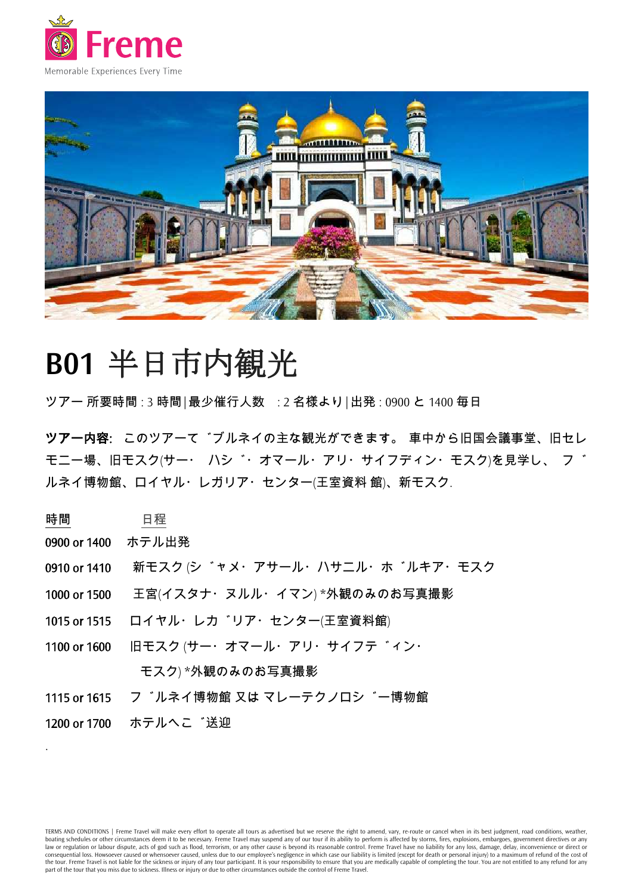Freme

Memorable Experiences Every Time

# B01 半日市内観光

ツアー 所要時間 : 3 時間 | 最少催行人数　: 2 名様より | 出発 : 0900 と 1400 毎日

**ツアー内容:** このツアーて゛ブルネイの主な観光ができます。 車中から旧国会議事堂、旧セレモニー場、旧モスク(サー・ ハシ゛・ オマール・ アリ・ サイフディン・ モスク)を見学し、 フ゛ルネイ博物館、ロイヤル・ レガリア・ センター(王室資料 館)、新モスク.

| 時間 | 日程 |
|---|---|
| 0900 or 1400 | ホテル出発 |
| 0910 or 1410 | 新モスク (シ゛ャメ・ アサール・ ハサニル・ ホ゛ルキア・ モスク |
| 1000 or 1500 | 王宮(イスタナ・ ヌルル・ イマン) *外観のみのお写真撮影 |
| 1015 or 1515 | ロイヤル・ レカ゛リア・ センター(王室資料館) |
| 1100 or 1600 | 旧モスク (サー・ オマール・ アリ・ サイフテ゛ィン・ モスク) *外観のみのお写真撮影 |
| 1115 or 1615 | フ゛ルネイ博物館 又は マレーテクノロシ゛ー博物館 |
| 1200 or 1700 | ホテルへこ゛送迎 |

TERMS AND CONDITIONS | Freme Travel will make every effort to operate all tours as advertised but we reserve the right to amend, vary, re-route or cancel when in its best judgment, road conditions, weather, boating schedules or other circumstances deem it to be necessary. Freme Travel may suspend any of our tour if its ability to perform is affected by storms, fires, explosions, embargoes, government directives or any law or regulation or labour dispute, acts of god such as flood, terrorism, or any other cause is beyond its reasonable control. Freme Travel have no liability for any loss, damage, delay, inconvenience or direct or consequential loss. Howsoever caused or whensoever caused, unless due to our employee's negligence in which case our liability is limited (except for death or personal injury) to a maximum of refund of the cost of the tour. Freme Travel is not liable for the sickness or injury of any tour participant. It is your responsibility to ensure that you are medically capable of completing the tour. You are not entitled to any refund for any part of the tour that you miss due to sickness. Illness or injury or due to other circumstances outside the control of Freme Travel.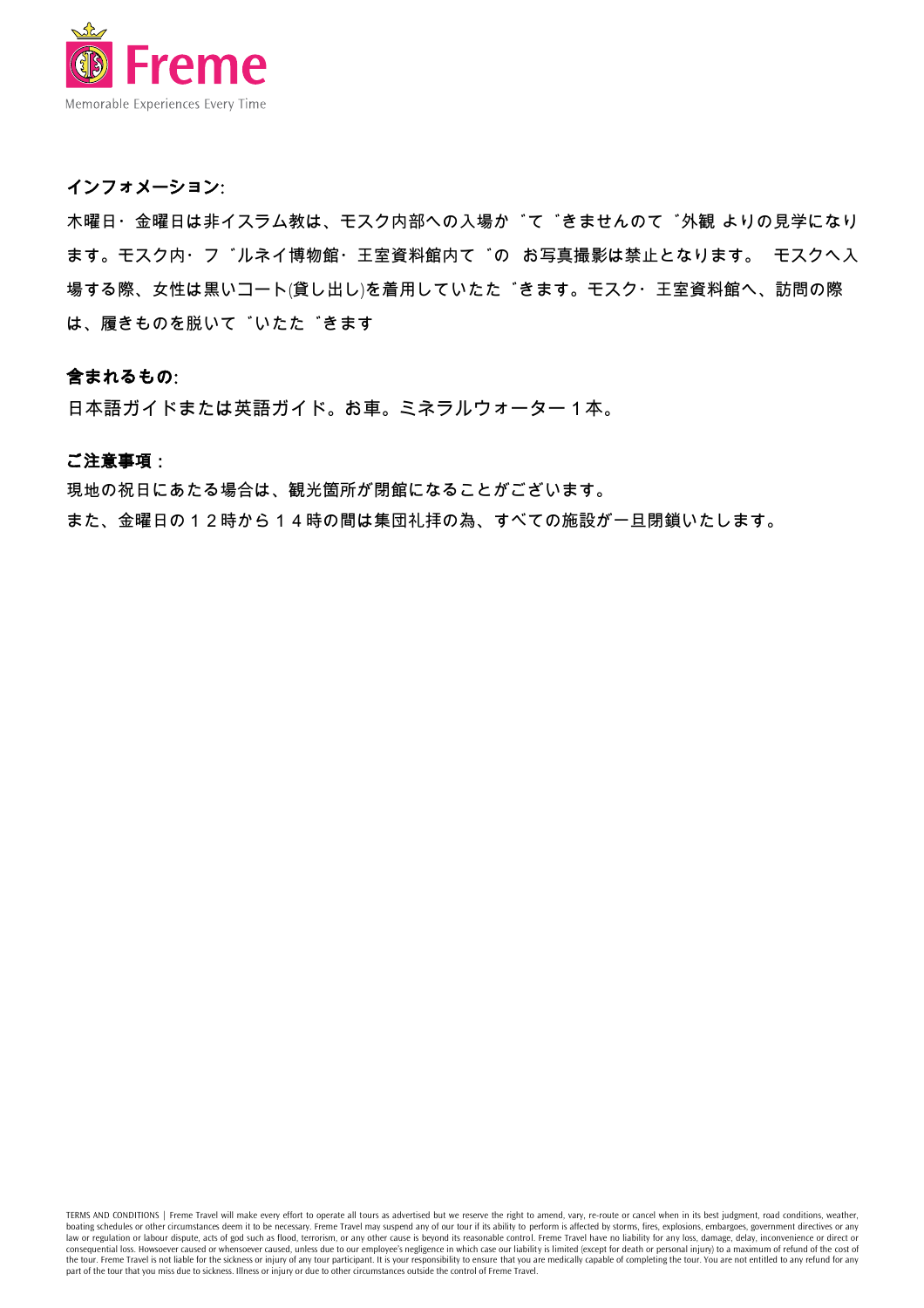**インフォメーション**:

木曜日･ 金曜日は非イスラム教は、モスク内部への入場か ゛て ゛きませんので ゛外観 よりの見学になります。モスク内･ フ ゛ルネイ博物館･ 王室資料館内て ゛の お写真撮影は禁止となります。 モスクへ入場する際、女性は黒いコート(貸し出し)を着用していたた ゛きます。モスク･ 王室資料館へ、訪問の際は、履きものを脱いて ゛いたた ゛きます

**含まれるもの**:

日本語ガイドまたは英語ガイド。お車。ミネラルウォーター１本。

**ご注意事項**：

現地の祝日にあたる場合は、観光箇所が閉館になることがございます。

また、金曜日の１２時から１４時の間は集団礼拝の為、すべての施設が一旦閉鎖いたします。

TERMS AND CONDITIONS | Freme Travel will make every effort to operate all tours as advertised but we reserve the right to amend, vary, re-route or cancel when in its best judgment, road conditions, weather, boating schedules or other circumstances deem it to be necessary. Freme Travel may suspend any of our tour if its ability to perform is affected by storms, fires, explosions, embargoes, government directives or any law or regulation or labour dispute, acts of god such as flood, terrorism, or any other cause is beyond its reasonable control. Freme Travel have no liability for any loss, damage, delay, inconvenience or direct or consequential loss. Howsoever caused or whensoever caused, unless due to our employee's negligence in which case our liability is limited (except for death or personal injury) to a maximum of refund of the cost of the tour. Freme Travel is not liable for the sickness or injury of any tour participant. It is your responsibility to ensure that you are medically capable of completing the tour. You are not entitled to any refund for any part of the tour that you miss due to sickness. Illness or injury or due to other circumstances outside the control of Freme Travel.